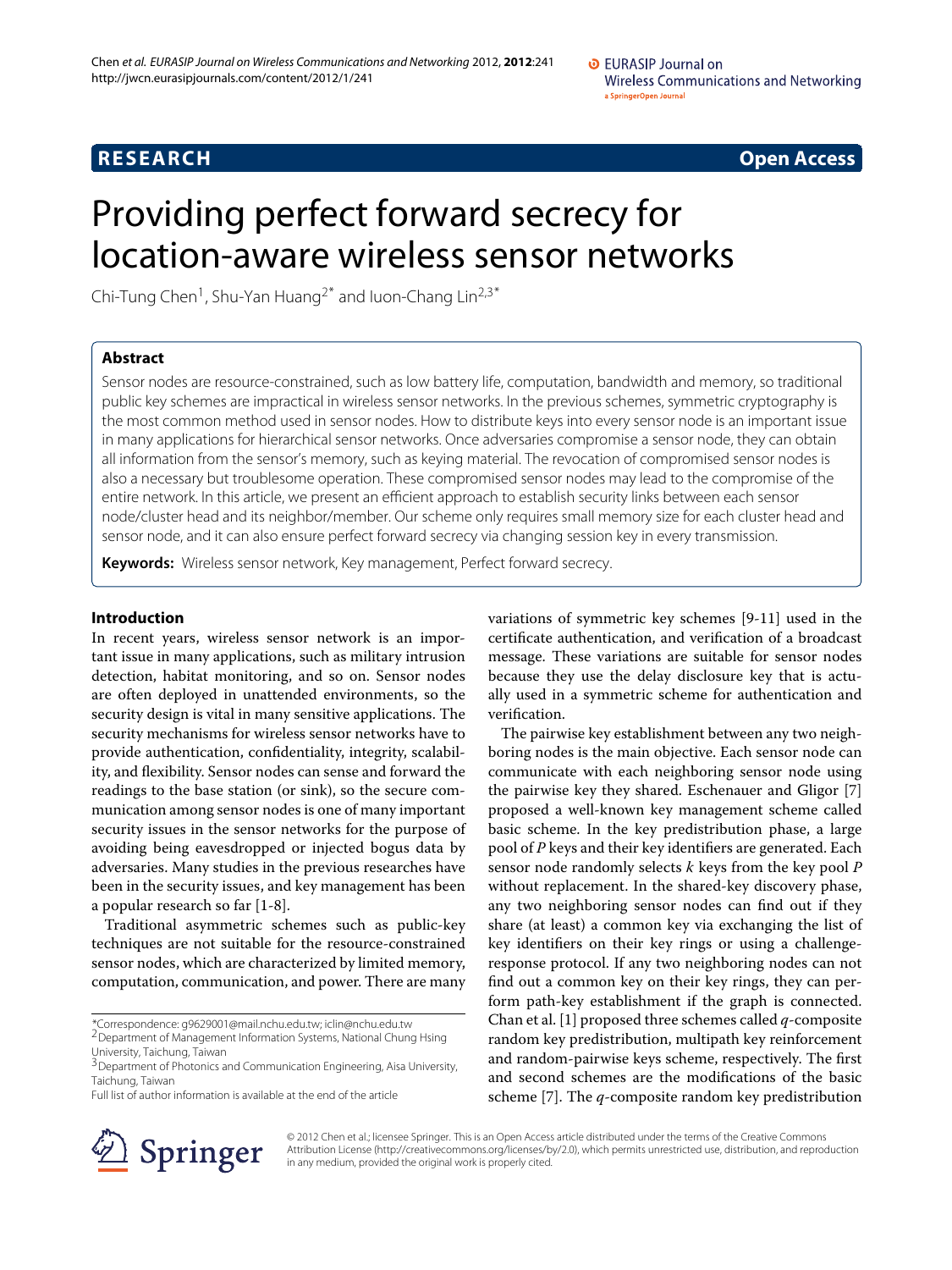**RESEARCH** **Open Access**

# Providing perfect forward secrecy for location-aware wireless sensor networks

Chi-Tung Chen[1], Shu-Yan Huang[2*] and Iuon-Chang Lin[2,3*]

## Abstract

Sensor nodes are resource-constrained, such as low battery life, computation, bandwidth and memory, so traditional public key schemes are impractical in wireless sensor networks. In the previous schemes, symmetric cryptography is the most common method used in sensor nodes. How to distribute keys into every sensor node is an important issue in many applications for hierarchical sensor networks. Once adversaries compromise a sensor node, they can obtain all information from the sensor's memory, such as keying material. The revocation of compromised sensor nodes is also a necessary but troublesome operation. These compromised sensor nodes may lead to the compromise of the entire network. In this article, we present an efficient approach to establish security links between each sensor node/cluster head and its neighbor/member. Our scheme only requires small memory size for each cluster head and sensor node, and it can also ensure perfect forward secrecy via changing session key in every transmission.

**Keywords:** Wireless sensor network, Key management, Perfect forward secrecy.

## Introduction

In recent years, wireless sensor network is an important issue in many applications, such as military intrusion detection, habitat monitoring, and so on. Sensor nodes are often deployed in unattended environments, so the security design is vital in many sensitive applications. The security mechanisms for wireless sensor networks have to provide authentication, confidentiality, integrity, scalability, and flexibility. Sensor nodes can sense and forward the readings to the base station (or sink), so the secure communication among sensor nodes is one of many important security issues in the sensor networks for the purpose of avoiding being eavesdropped or injected bogus data by adversaries. Many studies in the previous researches have been in the security issues, and key management has been a popular research so far [1-8].

Traditional asymmetric schemes such as public-key techniques are not suitable for the resource-constrained sensor nodes, which are characterized by limited memory, computation, communication, and power. There are many variations of symmetric key schemes [9-11] used in the certificate authentication, and verification of a broadcast message. These variations are suitable for sensor nodes because they use the delay disclosure key that is actually used in a symmetric scheme for authentication and verification.

The pairwise key establishment between any two neighboring nodes is the main objective. Each sensor node can communicate with each neighboring sensor node using the pairwise key they shared. Eschenauer and Gligor [7] proposed a well-known key management scheme called basic scheme. In the key predistribution phase, a large pool of $P$ keys and their key identifiers are generated. Each sensor node randomly selects $k$ keys from the key pool $P$ without replacement. In the shared-key discovery phase, any two neighboring sensor nodes can find out if they share (at least) a common key via exchanging the list of key identifiers on their key rings or using a challenge-response protocol. If any two neighboring nodes can not find out a common key on their key rings, they can perform path-key establishment if the graph is connected. Chan et al. [1] proposed three schemes called $q$-composite random key predistribution, multipath key reinforcement and random-pairwise keys scheme, respectively. The first and second schemes are the modifications of the basic scheme [7]. The $q$-composite random key predistribution

*Correspondence: g9629001@mail.nchu.edu.tw; iclin@nchu.edu.tw
[2]Department of Management Information Systems, National Chung Hsing University, Taichung, Taiwan
[3]Department of Photonics and Communication Engineering, Aisa University, Taichung, Taiwan
Full list of author information is available at the end of the article

© 2012 Chen et al.; licensee Springer. This is an Open Access article distributed under the terms of the Creative Commons Attribution License (http://creativecommons.org/licenses/by/2.0), which permits unrestricted use, distribution, and reproduction in any medium, provided the original work is properly cited.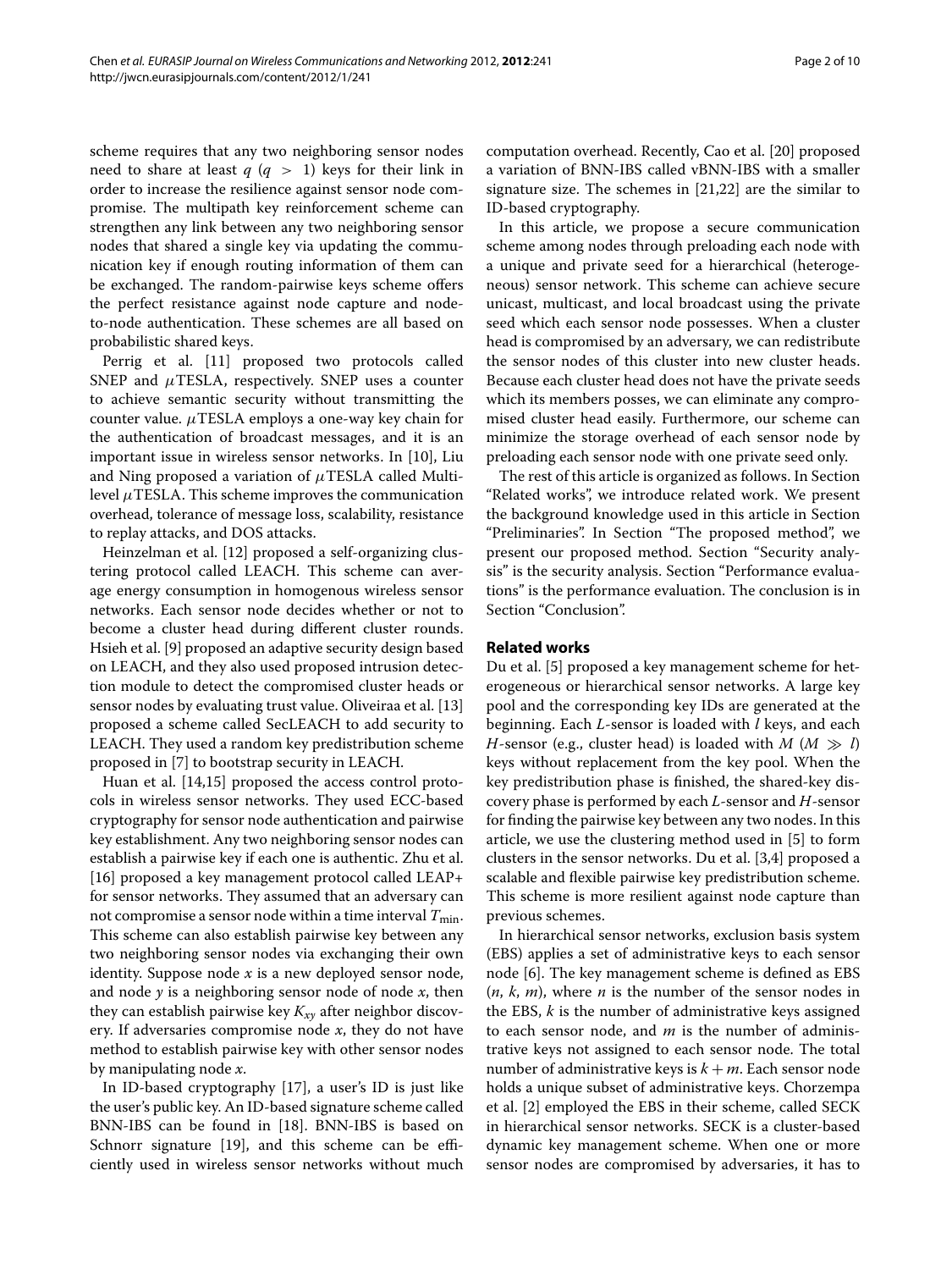scheme requires that any two neighboring sensor nodes need to share at least $q$ ($q > 1$) keys for their link in order to increase the resilience against sensor node compromise. The multipath key reinforcement scheme can strengthen any link between any two neighboring sensor nodes that shared a single key via updating the communication key if enough routing information of them can be exchanged. The random-pairwise keys scheme offers the perfect resistance against node capture and node-to-node authentication. These schemes are all based on probabilistic shared keys.

Perrig et al. [11] proposed two protocols called SNEP and $\mu$TESLA, respectively. SNEP uses a counter to achieve semantic security without transmitting the counter value. $\mu$TESLA employs a one-way key chain for the authentication of broadcast messages, and it is an important issue in wireless sensor networks. In [10], Liu and Ning proposed a variation of $\mu$TESLA called Multi-level $\mu$TESLA. This scheme improves the communication overhead, tolerance of message loss, scalability, resistance to replay attacks, and DOS attacks.

Heinzelman et al. [12] proposed a self-organizing clustering protocol called LEACH. This scheme can average energy consumption in homogenous wireless sensor networks. Each sensor node decides whether or not to become a cluster head during different cluster rounds. Hsieh et al. [9] proposed an adaptive security design based on LEACH, and they also used proposed intrusion detection module to detect the compromised cluster heads or sensor nodes by evaluating trust value. Oliveiraa et al. [13] proposed a scheme called SecLEACH to add security to LEACH. They used a random key predistribution scheme proposed in [7] to bootstrap security in LEACH.

Huan et al. [14,15] proposed the access control protocols in wireless sensor networks. They used ECC-based cryptography for sensor node authentication and pairwise key establishment. Any two neighboring sensor nodes can establish a pairwise key if each one is authentic. Zhu et al. [16] proposed a key management protocol called LEAP+ for sensor networks. They assumed that an adversary can not compromise a sensor node within a time interval $T_{\min}$. This scheme can also establish pairwise key between any two neighboring sensor nodes via exchanging their own identity. Suppose node $x$ is a new deployed sensor node, and node $y$ is a neighboring sensor node of node $x$, then they can establish pairwise key $K_{xy}$ after neighbor discovery. If adversaries compromise node $x$, they do not have method to establish pairwise key with other sensor nodes by manipulating node $x$.

In ID-based cryptography [17], a user's ID is just like the user's public key. An ID-based signature scheme called BNN-IBS can be found in [18]. BNN-IBS is based on Schnorr signature [19], and this scheme can be efficiently used in wireless sensor networks without much computation overhead. Recently, Cao et al. [20] proposed a variation of BNN-IBS called vBNN-IBS with a smaller signature size. The schemes in [21,22] are the similar to ID-based cryptography.

In this article, we propose a secure communication scheme among nodes through preloading each node with a unique and private seed for a hierarchical (heterogeneous) sensor network. This scheme can achieve secure unicast, multicast, and local broadcast using the private seed which each sensor node possesses. When a cluster head is compromised by an adversary, we can redistribute the sensor nodes of this cluster into new cluster heads. Because each cluster head does not have the private seeds which its members posses, we can eliminate any compromised cluster head easily. Furthermore, our scheme can minimize the storage overhead of each sensor node by preloading each sensor node with one private seed only.

The rest of this article is organized as follows. In Section "Related works", we introduce related work. We present the background knowledge used in this article in Section "Preliminaries". In Section "The proposed method", we present our proposed method. Section "Security analysis" is the security analysis. Section "Performance evaluations" is the performance evaluation. The conclusion is in Section "Conclusion".

## Related works

Du et al. [5] proposed a key management scheme for heterogeneous or hierarchical sensor networks. A large key pool and the corresponding key IDs are generated at the beginning. Each $L$-sensor is loaded with $l$ keys, and each $H$-sensor (e.g., cluster head) is loaded with $M$ ($M \gg l$) keys without replacement from the key pool. When the key predistribution phase is finished, the shared-key discovery phase is performed by each $L$-sensor and $H$-sensor for finding the pairwise key between any two nodes. In this article, we use the clustering method used in [5] to form clusters in the sensor networks. Du et al. [3,4] proposed a scalable and flexible pairwise key predistribution scheme. This scheme is more resilient against node capture than previous schemes.

In hierarchical sensor networks, exclusion basis system (EBS) applies a set of administrative keys to each sensor node [6]. The key management scheme is defined as EBS ($n$, $k$, $m$), where $n$ is the number of the sensor nodes in the EBS, $k$ is the number of administrative keys assigned to each sensor node, and $m$ is the number of administrative keys not assigned to each sensor node. The total number of administrative keys is $k + m$. Each sensor node holds a unique subset of administrative keys. Chorzempa et al. [2] employed the EBS in their scheme, called SECK in hierarchical sensor networks. SECK is a cluster-based dynamic key management scheme. When one or more sensor nodes are compromised by adversaries, it has to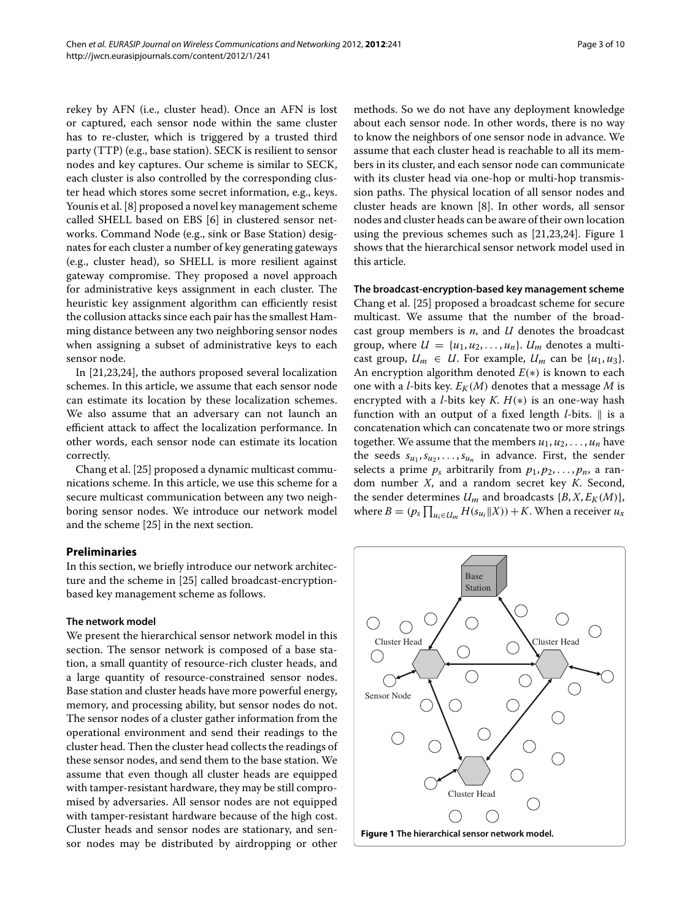rekey by AFN (i.e., cluster head). Once an AFN is lost or captured, each sensor node within the same cluster has to re-cluster, which is triggered by a trusted third party (TTP) (e.g., base station). SECK is resilient to sensor nodes and key captures. Our scheme is similar to SECK, each cluster is also controlled by the corresponding cluster head which stores some secret information, e.g., keys. Younis et al. [8] proposed a novel key management scheme called SHELL based on EBS [6] in clustered sensor networks. Command Node (e.g., sink or Base Station) designates for each cluster a number of key generating gateways (e.g., cluster head), so SHELL is more resilient against gateway compromise. They proposed a novel approach for administrative keys assignment in each cluster. The heuristic key assignment algorithm can efficiently resist the collusion attacks since each pair has the smallest Hamming distance between any two neighboring sensor nodes when assigning a subset of administrative keys to each sensor node.

In [21,23,24], the authors proposed several localization schemes. In this article, we assume that each sensor node can estimate its location by these localization schemes. We also assume that an adversary can not launch an efficient attack to affect the localization performance. In other words, each sensor node can estimate its location correctly.

Chang et al. [25] proposed a dynamic multicast communications scheme. In this article, we use this scheme for a secure multicast communication between any two neighboring sensor nodes. We introduce our network model and the scheme [25] in the next section.

## Preliminaries

In this section, we briefly introduce our network architecture and the scheme in [25] called broadcast-encryption-based key management scheme as follows.

### The network model

We present the hierarchical sensor network model in this section. The sensor network is composed of a base station, a small quantity of resource-rich cluster heads, and a large quantity of resource-constrained sensor nodes. Base station and cluster heads have more powerful energy, memory, and processing ability, but sensor nodes do not. The sensor nodes of a cluster gather information from the operational environment and send their readings to the cluster head. Then the cluster head collects the readings of these sensor nodes, and send them to the base station. We assume that even though all cluster heads are equipped with tamper-resistant hardware, they may be still compromised by adversaries. All sensor nodes are not equipped with tamper-resistant hardware because of the high cost. Cluster heads and sensor nodes are stationary, and sensor nodes may be distributed by airdropping or other methods. So we do not have any deployment knowledge about each sensor node. In other words, there is no way to know the neighbors of one sensor node in advance. We assume that each cluster head is reachable to all its members in its cluster, and each sensor node can communicate with its cluster head via one-hop or multi-hop transmission paths. The physical location of all sensor nodes and cluster heads are known [8]. In other words, all sensor nodes and cluster heads can be aware of their own location using the previous schemes such as [21,23,24]. Figure 1 shows that the hierarchical sensor network model used in this article.

### The broadcast-encryption-based key management scheme

Chang et al. [25] proposed a broadcast scheme for secure multicast. We assume that the number of the broadcast group members is $n$, and $U$ denotes the broadcast group, where $U = \{u_1, u_2, \ldots, u_n\}$. $U_m$ denotes a multicast group, $U_m \in U$. For example, $U_m$ can be $\{u_1, u_3\}$. An encryption algorithm denoted $E(*)$ is known to each one with a $l$-bits key. $E_K(M)$ denotes that a message $M$ is encrypted with a $l$-bits key $K$. $H(*)$ is an one-way hash function with an output of a fixed length $l$-bits. $\|$ is a concatenation which can concatenate two or more strings together. We assume that the members $u_1, u_2, \ldots, u_n$ have the seeds $s_{u_1}, s_{u_2}, \ldots, s_{u_n}$ in advance. First, the sender selects a prime $p_s$ arbitrarily from $p_1, p_2, \ldots, p_n$, a random number $X$, and a random secret key $K$. Second, the sender determines $U_m$ and broadcasts $\{B, X, E_K(M)\}$, where $B = (p_s \prod_{u_i \in U_m} H(s_{u_i} \| X)) + K$. When a receiver $u_x$

**Figure 1 The hierarchical sensor network model.**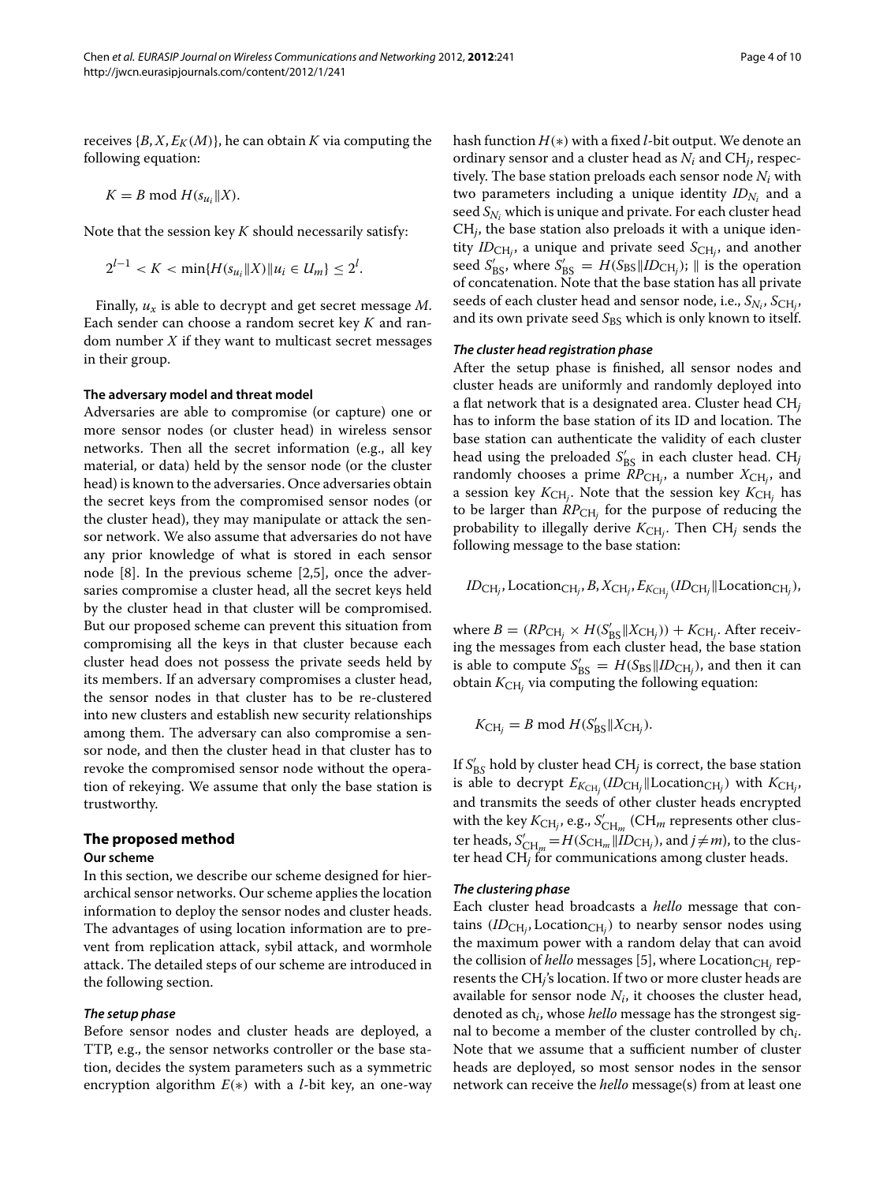receives $\{B, X, E_K(M)\}$, he can obtain $K$ via computing the following equation:

$$K = B \bmod H(s_{u_i} \| X).$$

Note that the session key $K$ should necessarily satisfy:

$$2^{l-1} < K < \min\{H(s_{u_i} \| X) \| u_i \in U_m\} \leq 2^l.$$

Finally, $u_x$ is able to decrypt and get secret message $M$. Each sender can choose a random secret key $K$ and random number $X$ if they want to multicast secret messages in their group.

### The adversary model and threat model

Adversaries are able to compromise (or capture) one or more sensor nodes (or cluster head) in wireless sensor networks. Then all the secret information (e.g., all key material, or data) held by the sensor node (or the cluster head) is known to the adversaries. Once adversaries obtain the secret keys from the compromised sensor nodes (or the cluster head), they may manipulate or attack the sensor network. We also assume that adversaries do not have any prior knowledge of what is stored in each sensor node [8]. In the previous scheme [2,5], once the adversaries compromise a cluster head, all the secret keys held by the cluster head in that cluster will be compromised. But our proposed scheme can prevent this situation from compromising all the keys in that cluster because each cluster head does not possess the private seeds held by its members. If an adversary compromises a cluster head, the sensor nodes in that cluster has to be re-clustered into new clusters and establish new security relationships among them. The adversary can also compromise a sensor node, and then the cluster head in that cluster has to revoke the compromised sensor node without the operation of rekeying. We assume that only the base station is trustworthy.

## The proposed method

### Our scheme

In this section, we describe our scheme designed for hierarchical sensor networks. Our scheme applies the location information to deploy the sensor nodes and cluster heads. The advantages of using location information are to prevent from replication attack, sybil attack, and wormhole attack. The detailed steps of our scheme are introduced in the following section.

#### *The setup phase*

Before sensor nodes and cluster heads are deployed, a TTP, e.g., the sensor networks controller or the base station, decides the system parameters such as a symmetric encryption algorithm $E(*)$ with a $l$-bit key, an one-way hash function $H(*)$ with a fixed $l$-bit output. We denote an ordinary sensor and a cluster head as $N_i$ and $\mathrm{CH}_j$, respectively. The base station preloads each sensor node $N_i$ with two parameters including a unique identity $ID_{N_i}$ and a seed $S_{N_i}$ which is unique and private. For each cluster head $\mathrm{CH}_j$, the base station also preloads it with a unique identity $ID_{\mathrm{CH}_j}$, a unique and private seed $S_{\mathrm{CH}_j}$, and another seed $S'_{\mathrm{BS}}$, where $S'_{\mathrm{BS}} = H(S_{\mathrm{BS}} \| ID_{\mathrm{CH}_j})$; $\|$ is the operation of concatenation. Note that the base station has all private seeds of each cluster head and sensor node, i.e., $S_{N_i}$, $S_{\mathrm{CH}_j}$, and its own private seed $S_{\mathrm{BS}}$ which is only known to itself.

#### *The cluster head registration phase*

After the setup phase is finished, all sensor nodes and cluster heads are uniformly and randomly deployed into a flat network that is a designated area. Cluster head $\mathrm{CH}_j$ has to inform the base station of its ID and location. The base station can authenticate the validity of each cluster head using the preloaded $S'_{\mathrm{BS}}$ in each cluster head. $\mathrm{CH}_j$ randomly chooses a prime $RP_{\mathrm{CH}_j}$, a number $X_{\mathrm{CH}_j}$, and a session key $K_{\mathrm{CH}_j}$. Note that the session key $K_{\mathrm{CH}_j}$ has to be larger than $RP_{\mathrm{CH}_j}$ for the purpose of reducing the probability to illegally derive $K_{\mathrm{CH}_j}$. Then $\mathrm{CH}_j$ sends the following message to the base station:

$$ID_{\mathrm{CH}_j}, \mathrm{Location}_{\mathrm{CH}_j}, B, X_{\mathrm{CH}_j}, E_{K_{\mathrm{CH}_j}}(ID_{\mathrm{CH}_j} \| \mathrm{Location}_{\mathrm{CH}_j}),$$

where $B = (RP_{\mathrm{CH}_j} \times H(S'_{\mathrm{BS}} \| X_{\mathrm{CH}_j})) + K_{\mathrm{CH}_j}$. After receiving the messages from each cluster head, the base station is able to compute $S'_{\mathrm{BS}} = H(S_{\mathrm{BS}} \| ID_{\mathrm{CH}_j})$, and then it can obtain $K_{\mathrm{CH}_j}$ via computing the following equation:

$$K_{\mathrm{CH}_j} = B \bmod H(S'_{\mathrm{BS}} \| X_{\mathrm{CH}_j}).$$

If $S'_{\mathrm{BS}}$ hold by cluster head $\mathrm{CH}_j$ is correct, the base station is able to decrypt $E_{K_{\mathrm{CH}_j}}(ID_{\mathrm{CH}_j} \| \mathrm{Location}_{\mathrm{CH}_j})$ with $K_{\mathrm{CH}_j}$, and transmits the seeds of other cluster heads encrypted with the key $K_{\mathrm{CH}_j}$, e.g., $S'_{\mathrm{CH}_m}$ ($\mathrm{CH}_m$ represents other cluster heads, $S'_{\mathrm{CH}_m} = H(S_{\mathrm{CH}_m} \| ID_{\mathrm{CH}_j})$, and $j \neq m$), to the cluster head $\mathrm{CH}_j$ for communications among cluster heads.

#### *The clustering phase*

Each cluster head broadcasts a *hello* message that contains $(ID_{\mathrm{CH}_j}, \mathrm{Location}_{\mathrm{CH}_j})$ to nearby sensor nodes using the maximum power with a random delay that can avoid the collision of *hello* messages [5], where $\mathrm{Location}_{\mathrm{CH}_j}$ represents the $\mathrm{CH}_j$'s location. If two or more cluster heads are available for sensor node $N_i$, it chooses the cluster head, denoted as $\mathrm{ch}_i$, whose *hello* message has the strongest signal to become a member of the cluster controlled by $\mathrm{ch}_i$. Note that we assume that a sufficient number of cluster heads are deployed, so most sensor nodes in the sensor network can receive the *hello* message(s) from at least one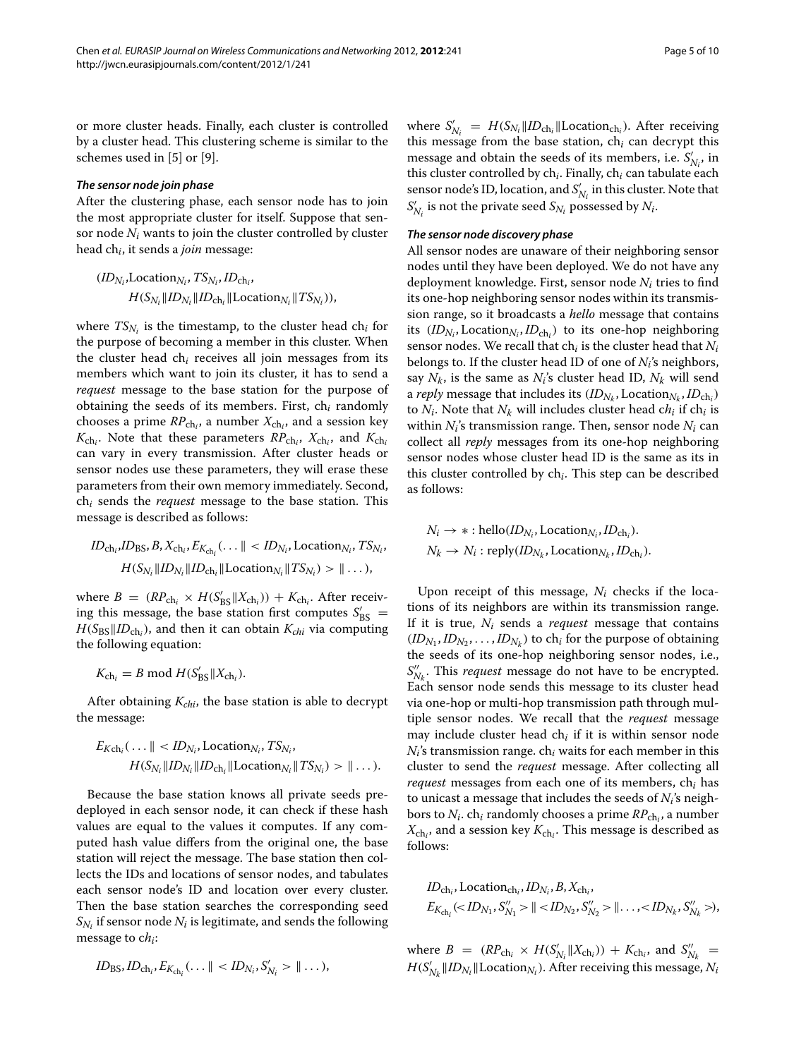or more cluster heads. Finally, each cluster is controlled by a cluster head. This clustering scheme is similar to the schemes used in [5] or [9].

#### *The sensor node join phase*

After the clustering phase, each sensor node has to join the most appropriate cluster for itself. Suppose that sensor node $N_i$ wants to join the cluster controlled by cluster head $\mathrm{ch}_i$, it sends a *join* message:

$$(ID_{N_i}, \mathrm{Location}_{N_i}, TS_{N_i}, ID_{\mathrm{ch}_i}, H(S_{N_i} \| ID_{N_i} \| ID_{\mathrm{ch}_i} \| \mathrm{Location}_{N_i} \| TS_{N_i})),$$

where $TS_{N_i}$ is the timestamp, to the cluster head $\mathrm{ch}_i$ for the purpose of becoming a member in this cluster. When the cluster head $\mathrm{ch}_i$ receives all join messages from its members which want to join its cluster, it has to send a *request* message to the base station for the purpose of obtaining the seeds of its members. First, $\mathrm{ch}_i$ randomly chooses a prime $RP_{\mathrm{ch}_i}$, a number $X_{\mathrm{ch}_i}$, and a session key $K_{\mathrm{ch}_i}$. Note that these parameters $RP_{\mathrm{ch}_i}$, $X_{\mathrm{ch}_i}$, and $K_{\mathrm{ch}_i}$ can vary in every transmission. After cluster heads or sensor nodes use these parameters, they will erase these parameters from their own memory immediately. Second, $\mathrm{ch}_i$ sends the *request* message to the base station. This message is described as follows:

$$ID_{\mathrm{ch}_i}, ID_{\mathrm{BS}}, B, X_{\mathrm{ch}_i}, E_{K_{\mathrm{ch}_i}}(\ldots \| < ID_{N_i}, \mathrm{Location}_{N_i}, TS_{N_i}, H(S_{N_i} \| ID_{N_i} \| ID_{\mathrm{ch}_i} \| \mathrm{Location}_{N_i} \| TS_{N_i}) > \| \ldots),$$

where $B = (RP_{\mathrm{ch}_i} \times H(S'_{\mathrm{BS}} \| X_{\mathrm{ch}_i})) + K_{\mathrm{ch}_i}$. After receiving this message, the base station first computes $S'_{\mathrm{BS}} = H(S_{\mathrm{BS}} \| ID_{\mathrm{ch}_i})$, and then it can obtain $K_{chi}$ via computing the following equation:

$$K_{\mathrm{ch}_i} = B \bmod H(S'_{\mathrm{BS}} \| X_{\mathrm{ch}_i}).$$

After obtaining $K_{chi}$, the base station is able to decrypt the message:

$$E_{K\mathrm{ch}_i}(\ldots \| < ID_{N_i}, \mathrm{Location}_{N_i}, TS_{N_i}, H(S_{N_i} \| ID_{N_i} \| ID_{\mathrm{ch}_i} \| \mathrm{Location}_{N_i} \| TS_{N_i}) > \| \ldots).$$

Because the base station knows all private seeds pre-deployed in each sensor node, it can check if these hash values are equal to the values it computes. If any computed hash value differs from the original one, the base station will reject the message. The base station then collects the IDs and locations of sensor nodes, and tabulates each sensor node's ID and location over every cluster. Then the base station searches the corresponding seed $S_{N_i}$ if sensor node $N_i$ is legitimate, and sends the following message to $ch_i$:

$$ID_{\mathrm{BS}}, ID_{\mathrm{ch}_i}, E_{K_{\mathrm{ch}_i}}(\ldots \| < ID_{N_i}, S'_{N_i} > \| \ldots),$$

where $S'_{N_i} = H(S_{N_i} \| ID_{\mathrm{ch}_i} \| \mathrm{Location}_{\mathrm{ch}_i})$. After receiving this message from the base station, $\mathrm{ch}_i$ can decrypt this message and obtain the seeds of its members, i.e. $S'_{N_i}$, in this cluster controlled by $\mathrm{ch}_i$. Finally, $\mathrm{ch}_i$ can tabulate each sensor node's ID, location, and $S'_{N_i}$ in this cluster. Note that $S'_{N_i}$ is not the private seed $S_{N_i}$ possessed by $N_i$.

#### *The sensor node discovery phase*

All sensor nodes are unaware of their neighboring sensor nodes until they have been deployed. We do not have any deployment knowledge. First, sensor node $N_i$ tries to find its one-hop neighboring sensor nodes within its transmission range, so it broadcasts a *hello* message that contains its $(ID_{N_i}, \mathrm{Location}_{N_i}, ID_{\mathrm{ch}_i})$ to its one-hop neighboring sensor nodes. We recall that $\mathrm{ch}_i$ is the cluster head that $N_i$ belongs to. If the cluster head ID of one of $N_i$'s neighbors, say $N_k$, is the same as $N_i$'s cluster head ID, $N_k$ will send a *reply* message that includes its $(ID_{N_k}, \mathrm{Location}_{N_k}, ID_{\mathrm{ch}_i})$ to $N_i$. Note that $N_k$ will includes cluster head $ch_i$ if $\mathrm{ch}_i$ is within $N_i$'s transmission range. Then, sensor node $N_i$ can collect all *reply* messages from its one-hop neighboring sensor nodes whose cluster head ID is the same as its in this cluster controlled by $\mathrm{ch}_i$. This step can be described as follows:

$$N_i \rightarrow * : \mathrm{hello}(ID_{N_i}, \mathrm{Location}_{N_i}, ID_{\mathrm{ch}_i}).$$
$$N_k \rightarrow N_i : \mathrm{reply}(ID_{N_k}, \mathrm{Location}_{N_k}, ID_{\mathrm{ch}_i}).$$

Upon receipt of this message, $N_i$ checks if the locations of its neighbors are within its transmission range. If it is true, $N_i$ sends a *request* message that contains $(ID_{N_1}, ID_{N_2}, \ldots, ID_{N_k})$ to $\mathrm{ch}_i$ for the purpose of obtaining the seeds of its one-hop neighboring sensor nodes, i.e., $S''_{N_k}$. This *request* message do not have to be encrypted. Each sensor node sends this message to its cluster head via one-hop or multi-hop transmission path through multiple sensor nodes. We recall that the *request* message may include cluster head $\mathrm{ch}_i$ if it is within sensor node $N_i$'s transmission range. $\mathrm{ch}_i$ waits for each member in this cluster to send the *request* message. After collecting all *request* messages from each one of its members, $\mathrm{ch}_i$ has to unicast a message that includes the seeds of $N_i$'s neighbors to $N_i$. $\mathrm{ch}_i$ randomly chooses a prime $RP_{\mathrm{ch}_i}$, a number $X_{\mathrm{ch}_i}$, and a session key $K_{\mathrm{ch}_i}$. This message is described as follows:

$$ID_{\mathrm{ch}_i}, \mathrm{Location}_{\mathrm{ch}_i}, ID_{N_i}, B, X_{\mathrm{ch}_i}, E_{K_{\mathrm{ch}_i}}(< ID_{N_1}, S''_{N_1} > \| < ID_{N_2}, S''_{N_2} > \| \ldots, < ID_{N_k}, S''_{N_k} >),$$

where $B = (RP_{\mathrm{ch}_i} \times H(S'_{N_i} \| X_{\mathrm{ch}_i})) + K_{\mathrm{ch}_i}$, and $S''_{N_k} = H(S'_{N_k} \| ID_{N_i} \| \mathrm{Location}_{N_i})$. After receiving this message, $N_i$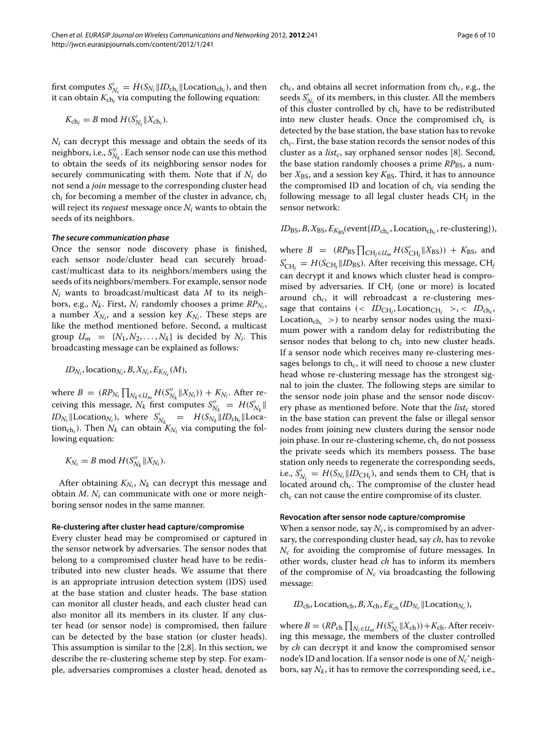first computes $S'_{N_i} = H(S_{N_i} \| ID_{\text{ch}_i} \| \text{Location}_{\text{ch}_i})$, and then it can obtain $K_{\text{ch}_i}$ via computing the following equation:

$$K_{\text{ch}_i} = B \bmod H(S'_{N_i} \| X_{\text{ch}_i}).$$

$N_i$ can decrypt this message and obtain the seeds of its neighbors, i.e., $S''_{N_k}$. Each sensor node can use this method to obtain the seeds of its neighboring sensor nodes for securely communicating with them. Note that if $N_i$ do not send a *join* message to the corresponding cluster head $\text{ch}_i$ for becoming a member of the cluster in advance, $\text{ch}_i$ will reject its *request* message once $N_i$ wants to obtain the seeds of its neighbors.

#### *The secure communication phase*

Once the sensor node discovery phase is finished, each sensor node/cluster head can securely broadcast/multicast data to its neighbors/members using the seeds of its neighbors/members. For example, sensor node $N_i$ wants to broadcast/multicast data $M$ to its neighbors, e.g., $N_k$. First, $N_i$ randomly chooses a prime $RP_{N_i}$, a number $X_{N_i}$, and a session key $K_{N_i}$. These steps are like the method mentioned before. Second, a multicast group $U_m = \{N_1, N_2, \ldots, N_k\}$ is decided by $N_i$. This broadcasting message can be explained as follows:

$$ID_{N_i}, \text{location}_{N_i}, B, X_{N_i}, E_{K_{N_i}}(M),$$

where $B = (RP_{N_i} \prod_{N_k \in U_m} H(S''_{N_k} \| X_{N_i})) + K_{N_i}$. After receiving this message, $N_k$ first computes $S''_{N_k} = H(S'_{N_k} \| ID_{N_i} \| \text{Location}_{N_i})$, where $S'_{N_k} = H(S_{N_k} \| ID_{\text{ch}_i} \| \text{Location}_{\text{ch}_i})$. Then $N_k$ can obtain $K_{N_i}$ via computing the following equation:

$$K_{N_i} = B \bmod H(S''_{N_k} \| X_{N_i}).$$

After obtaining $K_{N_i}$, $N_k$ can decrypt this message and obtain $M$. $N_i$ can communicate with one or more neighboring sensor nodes in the same manner.

### Re-clustering after cluster head capture/compromise

Every cluster head may be compromised or captured in the sensor network by adversaries. The sensor nodes that belong to a compromised cluster head have to be redistributed into new cluster heads. We assume that there is an appropriate intrusion detection system (IDS) used at the base station and cluster heads. The base station can monitor all cluster heads, and each cluster head can also monitor all its members in its cluster. If any cluster head (or sensor node) is compromised, then failure can be detected by the base station (or cluster heads). This assumption is similar to the [2,8]. In this section, we describe the re-clustering scheme step by step. For example, adversaries compromises a cluster head, denoted as $\text{ch}_c$, and obtains all secret information from $\text{ch}_c$, e.g., the seeds $S'_{N_i}$ of its members, in this cluster. All the members of this cluster controlled by $\text{ch}_c$ have to be redistributed into new cluster heads. Once the compromised $\text{ch}_c$ is detected by the base station, the base station has to revoke $\text{ch}_c$. First, the base station records the sensor nodes of this cluster as a $list_c$, say orphaned sensor nodes [8]. Second, the base station randomly chooses a prime $RP_{\text{BS}}$, a number $X_{\text{BS}}$, and a session key $K_{\text{BS}}$. Third, it has to announce the compromised ID and location of $\text{ch}_c$ via sending the following message to all legal cluster heads $\text{CH}_j$ in the sensor network:

$$ID_{\text{BS}}, B, X_{\text{BS}}, E_{K_{\text{BS}}}(\text{event}\{ID_{\text{ch}_c}, \text{Location}_{\text{ch}_c}, \text{re-clustering}\}),$$

where $B = (RP_{\text{BS}} \prod_{\text{CH}_j \in U_m} H(S'_{\text{CH}_j} \| X_{\text{BS}})) + K_{\text{BS}}$, and $S'_{\text{CH}_j} = H(S_{\text{CH}_j} \| ID_{\text{BS}})$. After receiving this message, $\text{CH}_j$ can decrypt it and knows which cluster head is compromised by adversaries. If $\text{CH}_j$ (one or more) is located around $\text{ch}_c$, it will rebroadcast a re-clustering message that contains ($< ID_{\text{CH}_j}, \text{Location}_{\text{CH}_j} >, < ID_{\text{ch}_c}, \text{Location}_{\text{ch}_c} >$) to nearby sensor nodes using the maximum power with a random delay for redistributing the sensor nodes that belong to $\text{ch}_c$ into new cluster heads. If a sensor node which receives many re-clustering messages belongs to $\text{ch}_c$, it will need to choose a new cluster head whose re-clustering message has the strongest signal to join the cluster. The following steps are similar to the sensor node join phase and the sensor node discovery phase as mentioned before. Note that the $list_c$ stored in the base station can prevent the false or illegal sensor nodes from joining new clusters during the sensor node join phase. In our re-clustering scheme, $\text{ch}_c$ do not possess the private seeds which its members possess. The base station only needs to regenerate the corresponding seeds, i.e., $S'_{N_i} = H(S_{N_i} \| ID_{\text{CH}_j})$, and sends them to $\text{CH}_j$ that is located around $\text{ch}_c$. The compromise of the cluster head $\text{ch}_c$ can not cause the entire compromise of its cluster.

### Revocation after sensor node capture/compromise

When a sensor node, say $N_c$, is compromised by an adversary, the corresponding cluster head, say *ch*, has to revoke $N_c$ for avoiding the compromise of future messages. In other words, cluster head *ch* has to inform its members of the compromise of $N_c$ via broadcasting the following message:

$$ID_{\text{ch}}, \text{Location}_{\text{ch}}, B, X_{\text{ch}}, E_{K_{\text{ch}}}(ID_{N_c} \| \text{Location}_{N_c}),$$

where $B = (RP_{\text{ch}} \prod_{N_i \in U_m} H(S'_{N_i} \| X_{\text{ch}})) + K_{\text{ch}}$. After receiving this message, the members of the cluster controlled by *ch* can decrypt it and know the compromised sensor node's ID and location. If a sensor node is one of $N_c$' neighbors, say $N_k$, it has to remove the corresponding seed, i.e.,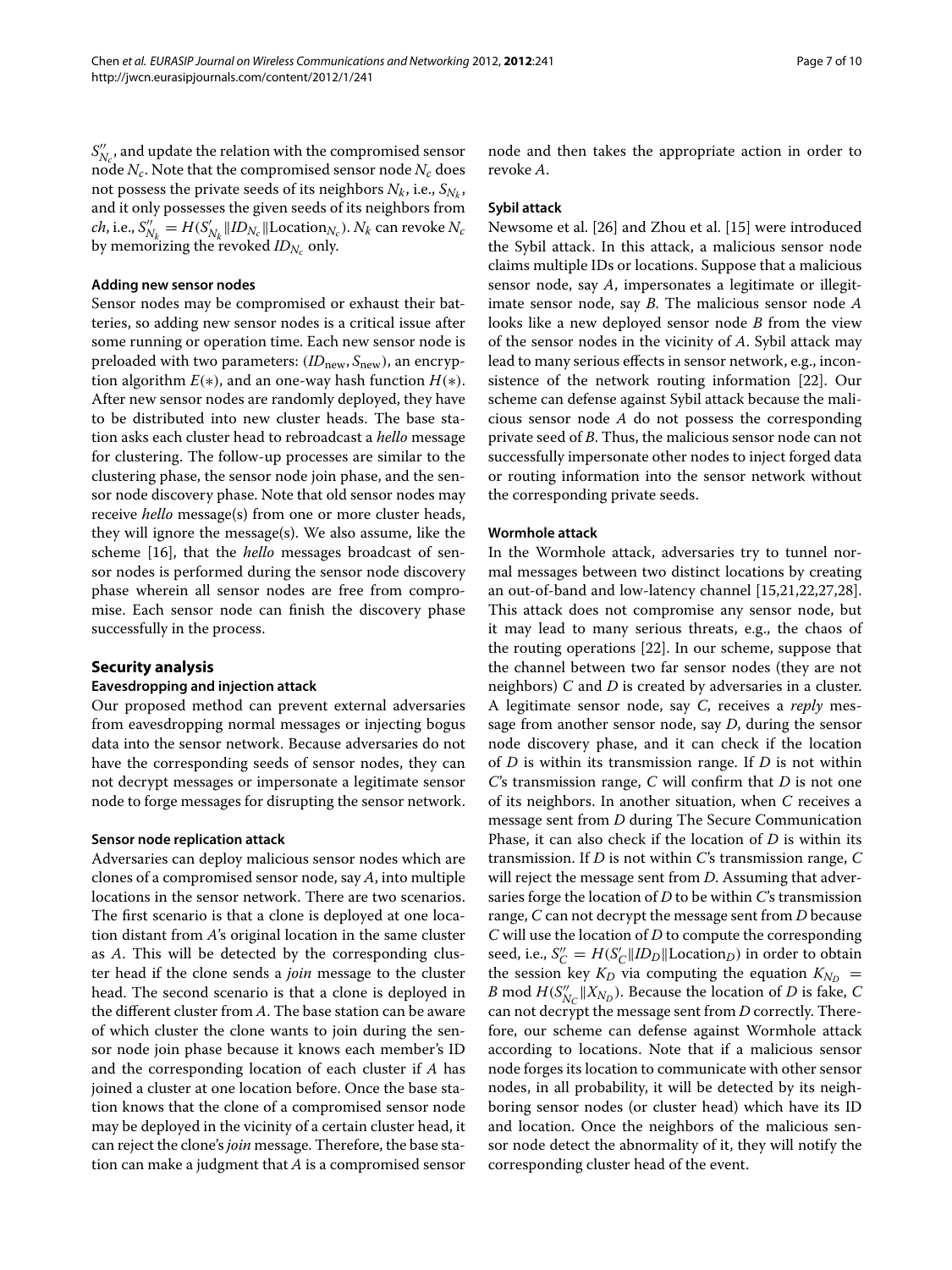$S''_{N_c}$, and update the relation with the compromised sensor node $N_c$. Note that the compromised sensor node $N_c$ does not possess the private seeds of its neighbors $N_k$, i.e., $S_{N_k}$, and it only possesses the given seeds of its neighbors from *ch*, i.e., $S''_{N_k} = H(S'_{N_k} \| ID_{N_c} \| \text{Location}_{N_c})$. $N_k$ can revoke $N_c$ by memorizing the revoked $ID_{N_c}$ only.

### Adding new sensor nodes

Sensor nodes may be compromised or exhaust their batteries, so adding new sensor nodes is a critical issue after some running or operation time. Each new sensor node is preloaded with two parameters: $(ID_{\text{new}}, S_{\text{new}})$, an encryption algorithm $E(*)$, and an one-way hash function $H(*)$. After new sensor nodes are randomly deployed, they have to be distributed into new cluster heads. The base station asks each cluster head to rebroadcast a *hello* message for clustering. The follow-up processes are similar to the clustering phase, the sensor node join phase, and the sensor node discovery phase. Note that old sensor nodes may receive *hello* message(s) from one or more cluster heads, they will ignore the message(s). We also assume, like the scheme [16], that the *hello* messages broadcast of sensor nodes is performed during the sensor node discovery phase wherein all sensor nodes are free from compromise. Each sensor node can finish the discovery phase successfully in the process.

## Security analysis

### Eavesdropping and injection attack

Our proposed method can prevent external adversaries from eavesdropping normal messages or injecting bogus data into the sensor network. Because adversaries do not have the corresponding seeds of sensor nodes, they can not decrypt messages or impersonate a legitimate sensor node to forge messages for disrupting the sensor network.

### Sensor node replication attack

Adversaries can deploy malicious sensor nodes which are clones of a compromised sensor node, say $A$, into multiple locations in the sensor network. There are two scenarios. The first scenario is that a clone is deployed at one location distant from $A$'s original location in the same cluster as $A$. This will be detected by the corresponding cluster head if the clone sends a *join* message to the cluster head. The second scenario is that a clone is deployed in the different cluster from $A$. The base station can be aware of which cluster the clone wants to join during the sensor node join phase because it knows each member's ID and the corresponding location of each cluster if $A$ has joined a cluster at one location before. Once the base station knows that the clone of a compromised sensor node may be deployed in the vicinity of a certain cluster head, it can reject the clone's *join* message. Therefore, the base station can make a judgment that $A$ is a compromised sensor node and then takes the appropriate action in order to revoke $A$.

### Sybil attack

Newsome et al. [26] and Zhou et al. [15] were introduced the Sybil attack. In this attack, a malicious sensor node claims multiple IDs or locations. Suppose that a malicious sensor node, say $A$, impersonates a legitimate or illegitimate sensor node, say $B$. The malicious sensor node $A$ looks like a new deployed sensor node $B$ from the view of the sensor nodes in the vicinity of $A$. Sybil attack may lead to many serious effects in sensor network, e.g., inconsistence of the network routing information [22]. Our scheme can defense against Sybil attack because the malicious sensor node $A$ do not possess the corresponding private seed of $B$. Thus, the malicious sensor node can not successfully impersonate other nodes to inject forged data or routing information into the sensor network without the corresponding private seeds.

### Wormhole attack

In the Wormhole attack, adversaries try to tunnel normal messages between two distinct locations by creating an out-of-band and low-latency channel [15,21,22,27,28]. This attack does not compromise any sensor node, but it may lead to many serious threats, e.g., the chaos of the routing operations [22]. In our scheme, suppose that the channel between two far sensor nodes (they are not neighbors) $C$ and $D$ is created by adversaries in a cluster. A legitimate sensor node, say $C$, receives a *reply* message from another sensor node, say $D$, during the sensor node discovery phase, and it can check if the location of $D$ is within its transmission range. If $D$ is not within $C$'s transmission range, $C$ will confirm that $D$ is not one of its neighbors. In another situation, when $C$ receives a message sent from $D$ during The Secure Communication Phase, it can also check if the location of $D$ is within its transmission. If $D$ is not within $C$'s transmission range, $C$ will reject the message sent from $D$. Assuming that adversaries forge the location of $D$ to be within $C$'s transmission range, $C$ can not decrypt the message sent from $D$ because $C$ will use the location of $D$ to compute the corresponding seed, i.e., $S''_C = H(S'_C \| ID_D \| \text{Location}_D)$ in order to obtain the session key $K_D$ via computing the equation $K_{N_D} = B \bmod H(S''_{N_C} \| X_{N_D})$. Because the location of $D$ is fake, $C$ can not decrypt the message sent from $D$ correctly. Therefore, our scheme can defense against Wormhole attack according to locations. Note that if a malicious sensor node forges its location to communicate with other sensor nodes, in all probability, it will be detected by its neighboring sensor nodes (or cluster head) which have its ID and location. Once the neighbors of the malicious sensor node detect the abnormality of it, they will notify the corresponding cluster head of the event.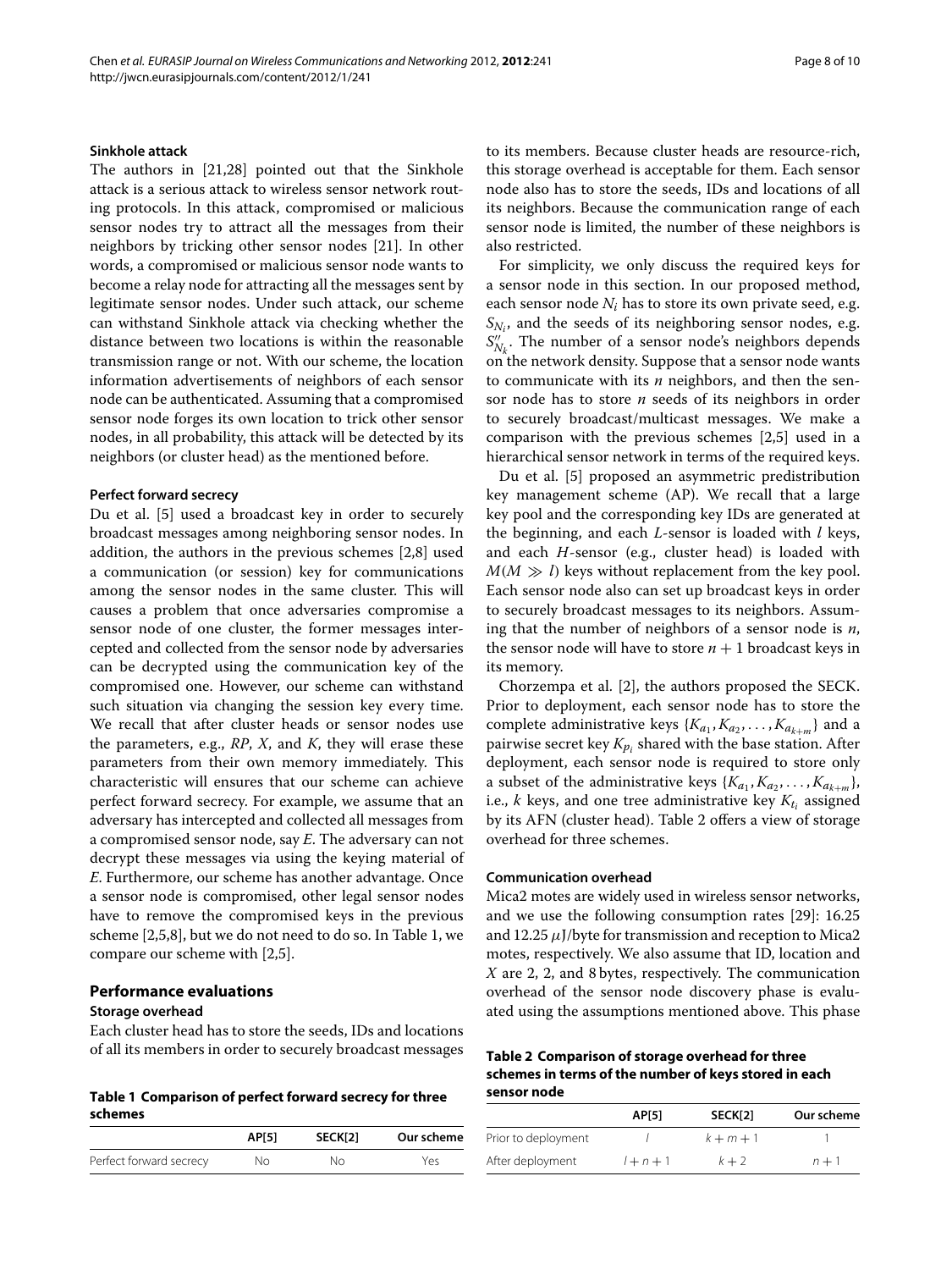### Sinkhole attack

The authors in [21,28] pointed out that the Sinkhole attack is a serious attack to wireless sensor network routing protocols. In this attack, compromised or malicious sensor nodes try to attract all the messages from their neighbors by tricking other sensor nodes [21]. In other words, a compromised or malicious sensor node wants to become a relay node for attracting all the messages sent by legitimate sensor nodes. Under such attack, our scheme can withstand Sinkhole attack via checking whether the distance between two locations is within the reasonable transmission range or not. With our scheme, the location information advertisements of neighbors of each sensor node can be authenticated. Assuming that a compromised sensor node forges its own location to trick other sensor nodes, in all probability, this attack will be detected by its neighbors (or cluster head) as the mentioned before.

### Perfect forward secrecy

Du et al. [5] used a broadcast key in order to securely broadcast messages among neighboring sensor nodes. In addition, the authors in the previous schemes [2,8] used a communication (or session) key for communications among the sensor nodes in the same cluster. This will causes a problem that once adversaries compromise a sensor node of one cluster, the former messages intercepted and collected from the sensor node by adversaries can be decrypted using the communication key of the compromised one. However, our scheme can withstand such situation via changing the session key every time. We recall that after cluster heads or sensor nodes use the parameters, e.g., $RP$, $X$, and $K$, they will erase these parameters from their own memory immediately. This characteristic will ensures that our scheme can achieve perfect forward secrecy. For example, we assume that an adversary has intercepted and collected all messages from a compromised sensor node, say $E$. The adversary can not decrypt these messages via using the keying material of $E$. Furthermore, our scheme has another advantage. Once a sensor node is compromised, other legal sensor nodes have to remove the compromised keys in the previous scheme [2,5,8], but we do not need to do so. In Table 1, we compare our scheme with [2,5].

## Performance evaluations

### Storage overhead

Each cluster head has to store the seeds, IDs and locations of all its members in order to securely broadcast messages to its members. Because cluster heads are resource-rich, this storage overhead is acceptable for them. Each sensor node also has to store the seeds, IDs and locations of all its neighbors. Because the communication range of each sensor node is limited, the number of these neighbors is also restricted.

**Table 1 Comparison of perfect forward secrecy for three schemes**

| | AP[5] | SECK[2] | Our scheme |
|---|---|---|---|
| Perfect forward secrecy | No | No | Yes |

For simplicity, we only discuss the required keys for a sensor node in this section. In our proposed method, each sensor node $N_i$ has to store its own private seed, e.g. $S_{N_i}$, and the seeds of its neighboring sensor nodes, e.g. $S''_{N_k}$. The number of a sensor node's neighbors depends on the network density. Suppose that a sensor node wants to communicate with its $n$ neighbors, and then the sensor node has to store $n$ seeds of its neighbors in order to securely broadcast/multicast messages. We make a comparison with the previous schemes [2,5] used in a hierarchical sensor network in terms of the required keys.

Du et al. [5] proposed an asymmetric predistribution key management scheme (AP). We recall that a large key pool and the corresponding key IDs are generated at the beginning, and each $L$-sensor is loaded with $l$ keys, and each $H$-sensor (e.g., cluster head) is loaded with $M(M \gg l)$ keys without replacement from the key pool. Each sensor node also can set up broadcast keys in order to securely broadcast messages to its neighbors. Assuming that the number of neighbors of a sensor node is $n$, the sensor node will have to store $n+1$ broadcast keys in its memory.

Chorzempa et al. [2], the authors proposed the SECK. Prior to deployment, each sensor node has to store the complete administrative keys $\{K_{a_1}, K_{a_2}, \ldots, K_{a_{k+m}}\}$ and a pairwise secret key $K_{p_i}$ shared with the base station. After deployment, each sensor node is required to store only a subset of the administrative keys $\{K_{a_1}, K_{a_2}, \ldots, K_{a_{k+m}}\}$, i.e., $k$ keys, and one tree administrative key $K_{t_i}$ assigned by its AFN (cluster head). Table 2 offers a view of storage overhead for three schemes.

### Communication overhead

Mica2 motes are widely used in wireless sensor networks, and we use the following consumption rates [29]: 16.25 and 12.25 $\mu$J/byte for transmission and reception to Mica2 motes, respectively. We also assume that ID, location and $X$ are 2, 2, and 8 bytes, respectively. The communication overhead of the sensor node discovery phase is evaluated using the assumptions mentioned above. This phase

**Table 2 Comparison of storage overhead for three schemes in terms of the number of keys stored in each sensor node**

| | AP[5] | SECK[2] | Our scheme |
|---|---|---|---|
| Prior to deployment | $l$ | $k+m+1$ | 1 |
| After deployment | $l+n+1$ | $k+2$ | $n+1$ |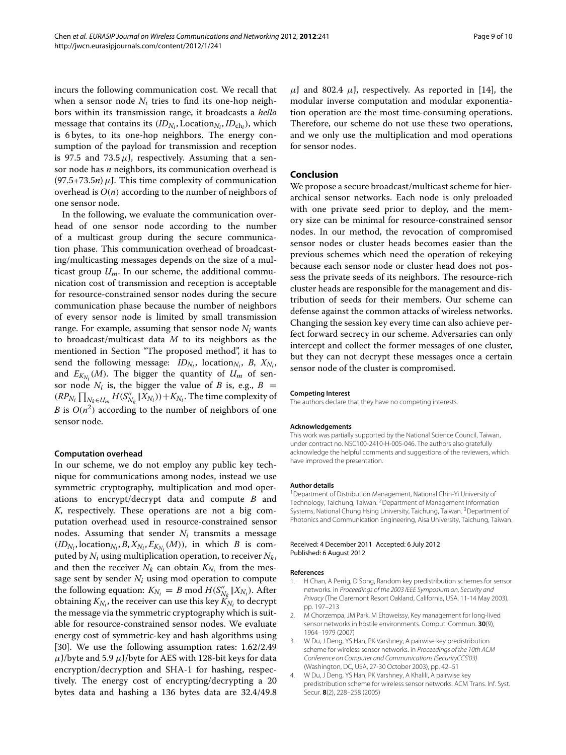incurs the following communication cost. We recall that when a sensor node $N_i$ tries to find its one-hop neighbors within its transmission range, it broadcasts a *hello* message that contains its $(ID_{N_i}, \text{Location}_{N_i}, ID_{\text{ch}_i})$, which is 6 bytes, to its one-hop neighbors. The energy consumption of the payload for transmission and reception is 97.5 and 73.5 $\mu$J, respectively. Assuming that a sensor node has $n$ neighbors, its communication overhead is $(97.5{+}73.5n)$ $\mu$J. This time complexity of communication overhead is $O(n)$ according to the number of neighbors of one sensor node.

In the following, we evaluate the communication overhead of one sensor node according to the number of a multicast group during the secure communication phase. This communication overhead of broadcasting/multicasting messages depends on the size of a multicast group $U_m$. In our scheme, the additional communication cost of transmission and reception is acceptable for resource-constrained sensor nodes during the secure communication phase because the number of neighbors of every sensor node is limited by small transmission range. For example, assuming that sensor node $N_i$ wants to broadcast/multicast data $M$ to its neighbors as the mentioned in Section "The proposed method", it has to send the following message: $ID_{N_i}$, location$_{N_i}$, $B$, $X_{N_i}$, and $E_{K_{N_i}}(M)$. The bigger the quantity of $U_m$ of sensor node $N_i$ is, the bigger the value of $B$ is, e.g., $B = (RP_{N_i} \prod_{N_k \in U_m} H(S''_{N_k} \| X_{N_i})) + K_{N_i}$. The time complexity of $B$ is $O(n^2)$ according to the number of neighbors of one sensor node.

### Computation overhead

In our scheme, we do not employ any public key technique for communications among nodes, instead we use symmetric cryptography, multiplication and mod operations to encrypt/decrypt data and compute $B$ and $K$, respectively. These operations are not a big computation overhead used in resource-constrained sensor nodes. Assuming that sender $N_i$ transmits a message $(ID_{N_i}, \text{location}_{N_i}, B, X_{N_i}, E_{K_{N_i}}(M))$, in which $B$ is computed by $N_i$ using multiplication operation, to receiver $N_k$, and then the receiver $N_k$ can obtain $K_{N_i}$ from the message sent by sender $N_i$ using mod operation to compute the following equation: $K_{N_i} = B \bmod H(S''_{N_k} \| X_{N_i})$. After obtaining $K_{N_i}$, the receiver can use this key $K_{N_i}$ to decrypt the message via the symmetric cryptography which is suitable for resource-constrained sensor nodes. We evaluate energy cost of symmetric-key and hash algorithms using [30]. We use the following assumption rates: 1.62/2.49 $\mu$J/byte and 5.9 $\mu$J/byte for AES with 128-bit keys for data encryption/decryption and SHA-1 for hashing, respectively. The energy cost of encrypting/decrypting a 20 bytes data and hashing a 136 bytes data are 32.4/49.8 $\mu$J and 802.4 $\mu$J, respectively. As reported in [14], the modular inverse computation and modular exponentiation operation are the most time-consuming operations. Therefore, our scheme do not use these two operations, and we only use the multiplication and mod operations for sensor nodes.

## Conclusion

We propose a secure broadcast/multicast scheme for hierarchical sensor networks. Each node is only preloaded with one private seed prior to deploy, and the memory size can be minimal for resource-constrained sensor nodes. In our method, the revocation of compromised sensor nodes or cluster heads becomes easier than the previous schemes which need the operation of rekeying because each sensor node or cluster head does not possess the private seeds of its neighbors. The resource-rich cluster heads are responsible for the management and distribution of seeds for their members. Our scheme can defense against the common attacks of wireless networks. Changing the session key every time can also achieve perfect forward secrecy in our scheme. Adversaries can only intercept and collect the former messages of one cluster, but they can not decrypt these messages once a certain sensor node of the cluster is compromised.

#### Competing Interest

The authors declare that they have no competing interests.

#### Acknowledgements

This work was partially supported by the National Science Council, Taiwan, under contract no. NSC100-2410-H-005-046. The authors also gratefully acknowledge the helpful comments and suggestions of the reviewers, which have improved the presentation.

#### Author details

[1]Department of Distribution Management, National Chin-Yi University of Technology, Taichung, Taiwan. [2]Department of Management Information Systems, National Chung Hsing University, Taichung, Taiwan. [3]Department of Photonics and Communication Engineering, Aisa University, Taichung, Taiwan.

Received: 4 December 2011 Accepted: 6 July 2012
Published: 6 August 2012

#### References

1. H Chan, A Perrig, D Song, Random key predistribution schemes for sensor networks. in *Proceedings of the 2003 IEEE Symposium on, Security and Privacy* (The Claremont Resort Oakland, California, USA, 11-14 May 2003), pp. 197–213
2. M Chorzempa, JM Park, M Eltoweissy, Key management for long-lived sensor networks in hostile environments. Comput. Commun. **30**(9), 1964–1979 (2007)
3. W Du, J Deng, YS Han, PK Varshney, A pairwise key predistribution scheme for wireless sensor networks. in *Proceedings of the 10th ACM Conference on Computer and Communications (SecurityCCS'03)* (Washington, DC, USA, 27-30 October 2003), pp. 42–51
4. W Du, J Deng, YS Han, PK Varshney, A Khalili, A pairwise key predistribution scheme for wireless sensor networks. ACM Trans. Inf. Syst. Secur. **8**(2), 228–258 (2005)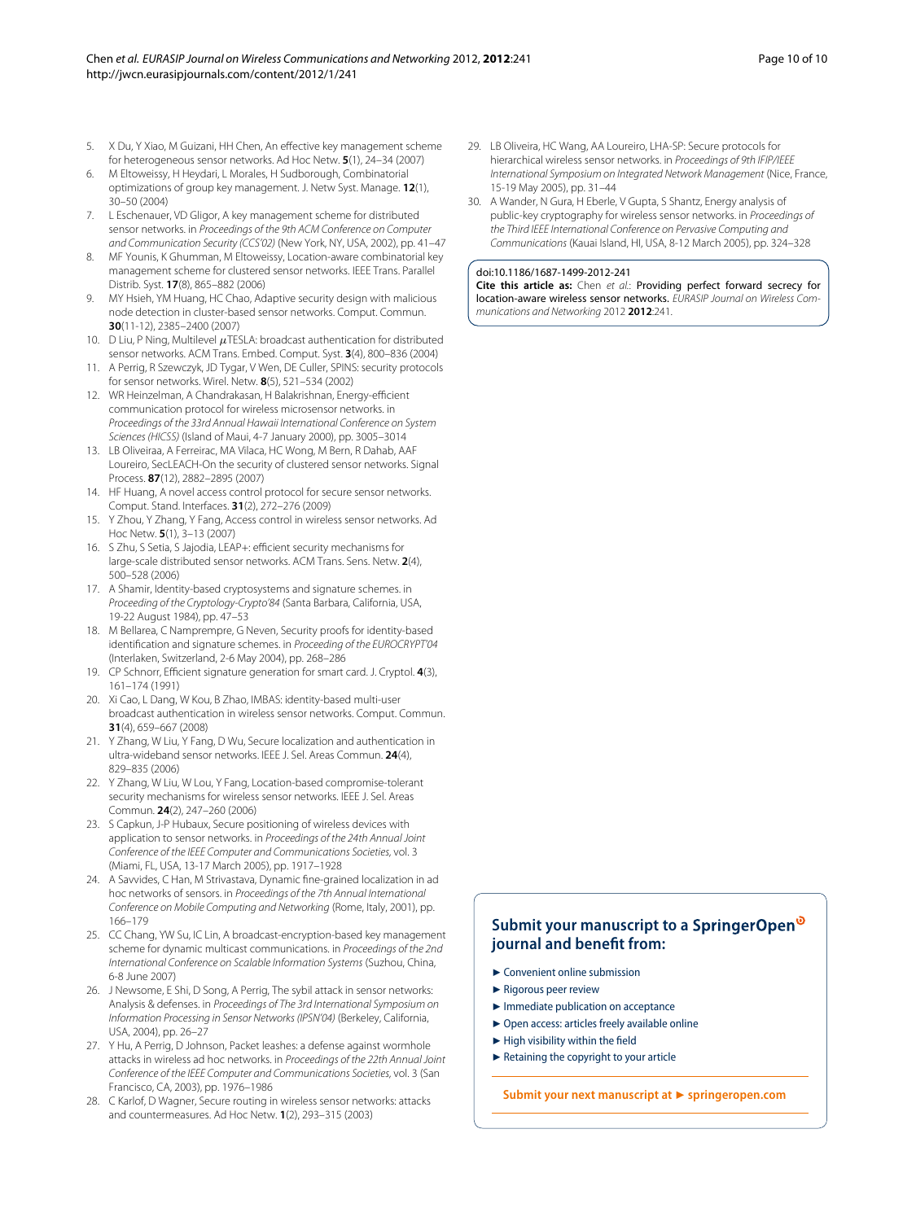5. X Du, Y Xiao, M Guizani, HH Chen, An effective key management scheme for heterogeneous sensor networks. Ad Hoc Netw. **5**(1), 24–34 (2007)
6. M Eltoweissy, H Heydari, L Morales, H Sudborough, Combinatorial optimizations of group key management. J. Netw Syst. Manage. **12**(1), 30–50 (2004)
7. L Eschenauer, VD Gligor, A key management scheme for distributed sensor networks. in *Proceedings of the 9th ACM Conference on Computer and Communication Security (CCS'02)* (New York, NY, USA, 2002), pp. 41–47
8. MF Younis, K Ghumman, M Eltoweissy, Location-aware combinatorial key management scheme for clustered sensor networks. IEEE Trans. Parallel Distrib. Syst. **17**(8), 865–882 (2006)
9. MY Hsieh, YM Huang, HC Chao, Adaptive security design with malicious node detection in cluster-based sensor networks. Comput. Commun. **30**(11-12), 2385–2400 (2007)
10. D Liu, P Ning, Multilevel $\mu$TESLA: broadcast authentication for distributed sensor networks. ACM Trans. Embed. Comput. Syst. **3**(4), 800–836 (2004)
11. A Perrig, R Szewczyk, JD Tygar, V Wen, DE Culler, SPINS: security protocols for sensor networks. Wirel. Netw. **8**(5), 521–534 (2002)
12. WR Heinzelman, A Chandrakasan, H Balakrishnan, Energy-efficient communication protocol for wireless microsensor networks. in *Proceedings of the 33rd Annual Hawaii International Conference on System Sciences (HICSS)* (Island of Maui, 4-7 January 2000), pp. 3005–3014
13. LB Oliveiraa, A Ferreirac, MA Vilaca, HC Wong, M Bern, R Dahab, AAF Loureiro, SecLEACH-On the security of clustered sensor networks. Signal Process. **87**(12), 2882–2895 (2007)
14. HF Huang, A novel access control protocol for secure sensor networks. Comput. Stand. Interfaces. **31**(2), 272–276 (2009)
15. Y Zhou, Y Zhang, Y Fang, Access control in wireless sensor networks. Ad Hoc Netw. **5**(1), 3–13 (2007)
16. S Zhu, S Setia, S Jajodia, LEAP+: efficient security mechanisms for large-scale distributed sensor networks. ACM Trans. Sens. Netw. **2**(4), 500–528 (2006)
17. A Shamir, Identity-based cryptosystems and signature schemes. in *Proceeding of the Cryptology-Crypto'84* (Santa Barbara, California, USA, 19-22 August 1984), pp. 47–53
18. M Bellarea, C Namprempre, G Neven, Security proofs for identity-based identification and signature schemes. in *Proceeding of the EUROCRYPT'04* (Interlaken, Switzerland, 2-6 May 2004), pp. 268–286
19. CP Schnorr, Efficient signature generation for smart card. J. Cryptol. **4**(3), 161–174 (1991)
20. Xi Cao, L Dang, W Kou, B Zhao, IMBAS: identity-based multi-user broadcast authentication in wireless sensor networks. Comput. Commun. **31**(4), 659–667 (2008)
21. Y Zhang, W Liu, Y Fang, D Wu, Secure localization and authentication in ultra-wideband sensor networks. IEEE J. Sel. Areas Commun. **24**(4), 829–835 (2006)
22. Y Zhang, W Liu, W Lou, Y Fang, Location-based compromise-tolerant security mechanisms for wireless sensor networks. IEEE J. Sel. Areas Commun. **24**(2), 247–260 (2006)
23. S Capkun, J-P Hubaux, Secure positioning of wireless devices with application to sensor networks. in *Proceedings of the 24th Annual Joint Conference of the IEEE Computer and Communications Societies*, vol. 3 (Miami, FL, USA, 13-17 March 2005), pp. 1917–1928
24. A Savvides, C Han, M Strivastava, Dynamic fine-grained localization in ad hoc networks of sensors. in *Proceedings of the 7th Annual International Conference on Mobile Computing and Networking* (Rome, Italy, 2001), pp. 166–179
25. CC Chang, YW Su, IC Lin, A broadcast-encryption-based key management scheme for dynamic multicast communications. in *Proceedings of the 2nd International Conference on Scalable Information Systems* (Suzhou, China, 6-8 June 2007)
26. J Newsome, E Shi, D Song, A Perrig, The sybil attack in sensor networks: Analysis & defenses. in *Proceedings of The 3rd International Symposium on Information Processing in Sensor Networks (IPSN'04)* (Berkeley, California, USA, 2004), pp. 26–27
27. Y Hu, A Perrig, D Johnson, Packet leashes: a defense against wormhole attacks in wireless ad hoc networks. in *Proceedings of the 22th Annual Joint Conference of the IEEE Computer and Communications Societies*, vol. 3 (San Francisco, CA, 2003), pp. 1976–1986
28. C Karlof, D Wagner, Secure routing in wireless sensor networks: attacks and countermeasures. Ad Hoc Netw. **1**(2), 293–315 (2003)
29. LB Oliveira, HC Wang, AA Loureiro, LHA-SP: Secure protocols for hierarchical wireless sensor networks. in *Proceedings of 9th IFIP/IEEE International Symposium on Integrated Network Management* (Nice, France, 15-19 May 2005), pp. 31–44
30. A Wander, N Gura, H Eberle, V Gupta, S Shantz, Energy analysis of public-key cryptography for wireless sensor networks. in *Proceedings of the Third IEEE International Conference on Pervasive Computing and Communications* (Kauai Island, HI, USA, 8-12 March 2005), pp. 324–328

doi:10.1186/1687-1499-2012-241
**Cite this article as:** Chen *et al.*: Providing perfect forward secrecy for location-aware wireless sensor networks. *EURASIP Journal on Wireless Communications and Networking* 2012 **2012**:241.

**Submit your manuscript to a SpringerOpen journal and benefit from:**

- ► Convenient online submission
- ► Rigorous peer review
- ► Immediate publication on acceptance
- ► Open access: articles freely available online
- ► High visibility within the field
- ► Retaining the copyright to your article

**Submit your next manuscript at ► springeropen.com**